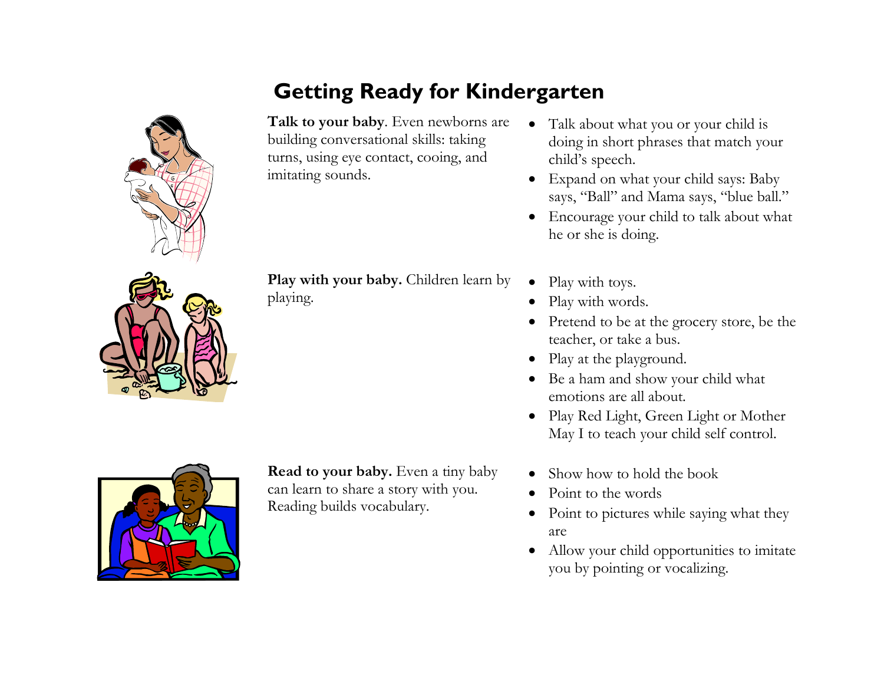# Getting Ready for Kindergarten

**Talk to your baby**. Even newborns are building conversational skills: taking turns, using eye contact, cooing, and imitating sounds.

- Talk about what you or your child is doing in short phrases that match your child's speech.
- Expand on what your child says: Baby says, "Ball" and Mama says, "blue ball."
- Encourage your child to talk about what he or she is doing.

**Play with your baby.** Children learn by playing.

- Play with toys.
- Play with words.
- Pretend to be at the grocery store, be the teacher, or take a bus.
- Play at the playground.
- Be a ham and show your child what emotions are all about.
- Play Red Light, Green Light or Mother May I to teach your child self control.

**Read to your baby.** Even a tiny baby can learn to share a story with you. Reading builds vocabulary.

- Show how to hold the book
- Point to the words
- Point to pictures while saying what they are
- Allow your child opportunities to imitate you by pointing or vocalizing.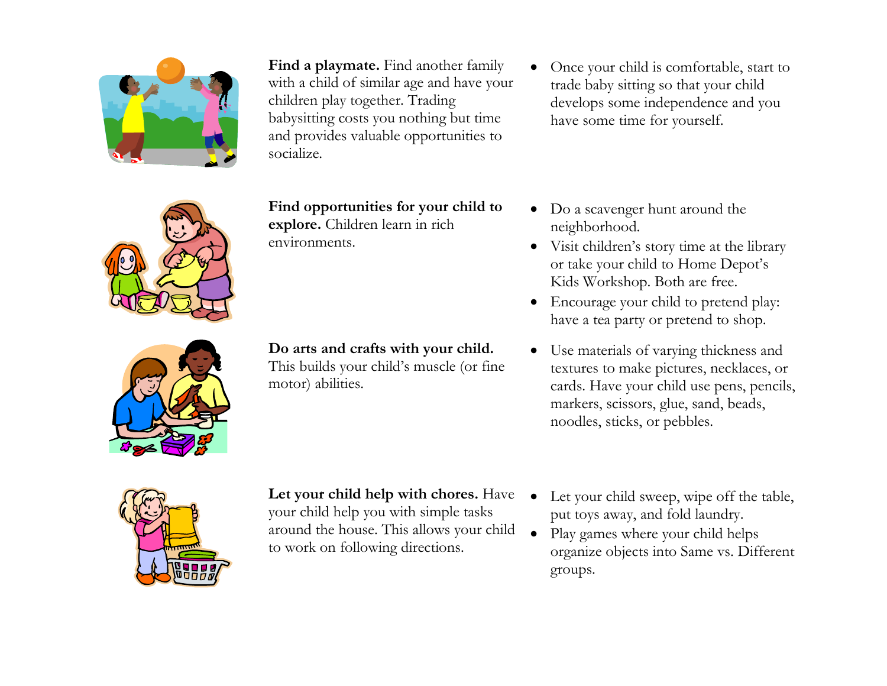**Find a playmate.** Find another family with a child of similar age and have your children play together. Trading babysitting costs you nothing but time and provides valuable opportunities to socialize.

- Once your child is comfortable, start to trade baby sitting so that your child develops some independence and you have some time for yourself.

**Find opportunities for your child to explore.** Children learn in rich environments.

- Do a scavenger hunt around the neighborhood.
- Visit children's story time at the library or take your child to Home Depot's Kids Workshop. Both are free.
- Encourage your child to pretend play: have a tea party or pretend to shop.

**Do arts and crafts with your child.** This builds your child's muscle (or fine motor) abilities.

- Use materials of varying thickness and textures to make pictures, necklaces, or cards. Have your child use pens, pencils, markers, scissors, glue, sand, beads, noodles, sticks, or pebbles.

**Let your child help with chores.** Have your child help you with simple tasks around the house. This allows your child to work on following directions.

- Let your child sweep, wipe off the table, put toys away, and fold laundry.
- Play games where your child helps organize objects into Same vs. Different groups.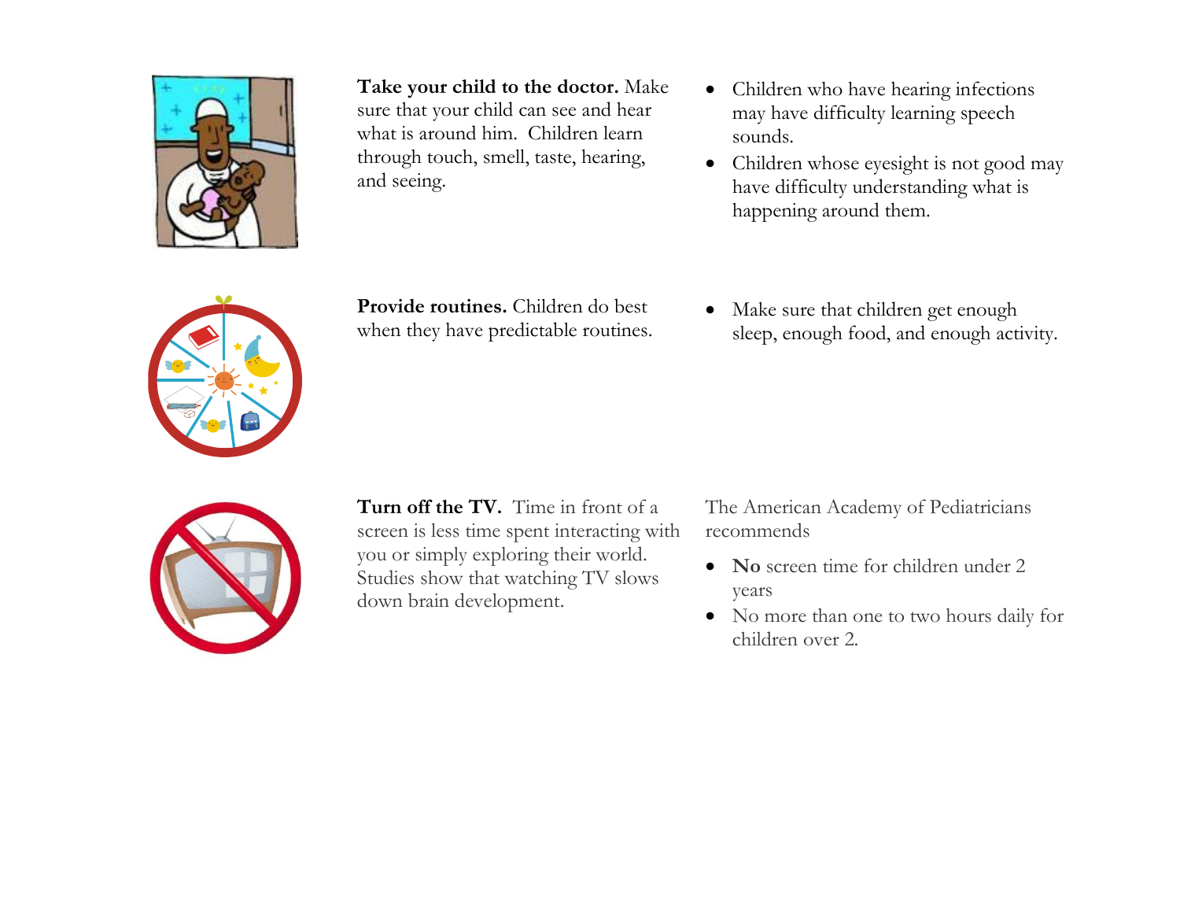**Take your child to the doctor.** Make sure that your child can see and hear what is around him. Children learn through touch, smell, taste, hearing, and seeing.

- Children who have hearing infections may have difficulty learning speech sounds.
- Children whose eyesight is not good may have difficulty understanding what is happening around them.

**Provide routines.** Children do best when they have predictable routines.

- Make sure that children get enough sleep, enough food, and enough activity.

**Turn off the TV.** Time in front of a screen is less time spent interacting with you or simply exploring their world. Studies show that watching TV slows down brain development.

The American Academy of Pediatricians recommends

- **No** screen time for children under 2 years
- No more than one to two hours daily for children over 2.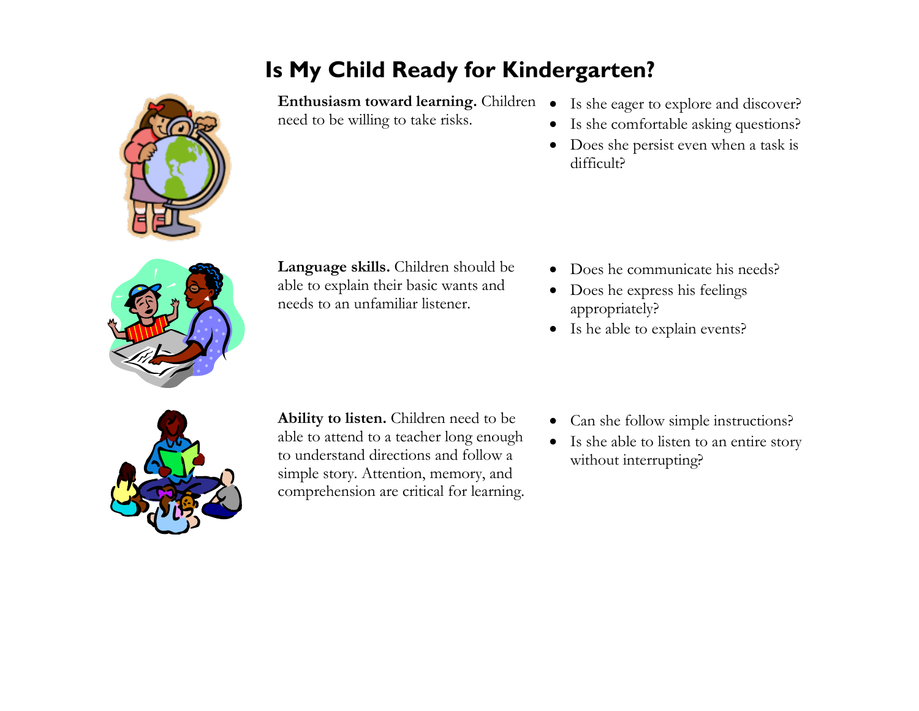# Is My Child Ready for Kindergarten?

**Enthusiasm toward learning.** Children need to be willing to take risks.

- Is she eager to explore and discover?
- Is she comfortable asking questions?
- Does she persist even when a task is difficult?

**Language skills.** Children should be able to explain their basic wants and needs to an unfamiliar listener.

- Does he communicate his needs?
- Does he express his feelings appropriately?
- Is he able to explain events?

**Ability to listen.** Children need to be able to attend to a teacher long enough to understand directions and follow a simple story. Attention, memory, and comprehension are critical for learning.

- Can she follow simple instructions?
- Is she able to listen to an entire story without interrupting?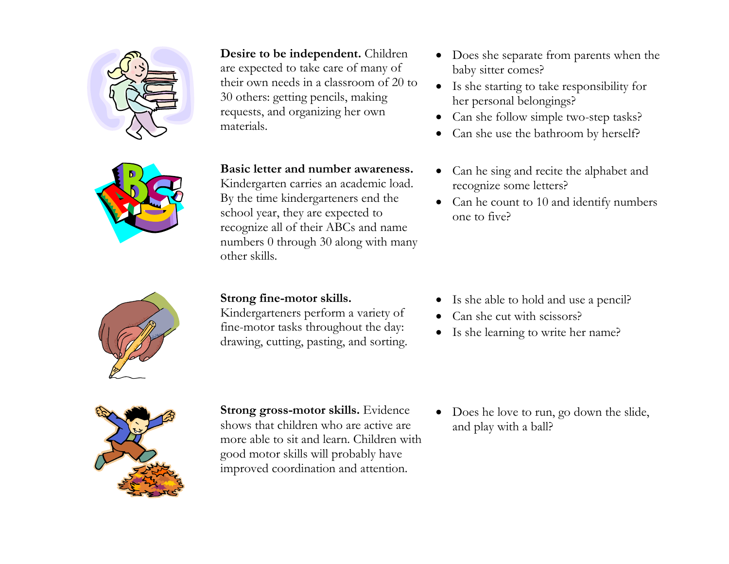**Desire to be independent.** Children are expected to take care of many of their own needs in a classroom of 20 to 30 others: getting pencils, making requests, and organizing her own materials.

- Does she separate from parents when the baby sitter comes?
- Is she starting to take responsibility for her personal belongings?
- Can she follow simple two-step tasks?
- Can she use the bathroom by herself?

**Basic letter and number awareness.** Kindergarten carries an academic load. By the time kindergarteners end the school year, they are expected to recognize all of their ABCs and name numbers 0 through 30 along with many other skills.

- Can he sing and recite the alphabet and recognize some letters?
- Can he count to 10 and identify numbers one to five?

**Strong fine-motor skills.** Kindergarteners perform a variety of fine-motor tasks throughout the day: drawing, cutting, pasting, and sorting.

- Is she able to hold and use a pencil?
- Can she cut with scissors?
- Is she learning to write her name?

**Strong gross-motor skills.** Evidence shows that children who are active are more able to sit and learn. Children with good motor skills will probably have improved coordination and attention.

- Does he love to run, go down the slide, and play with a ball?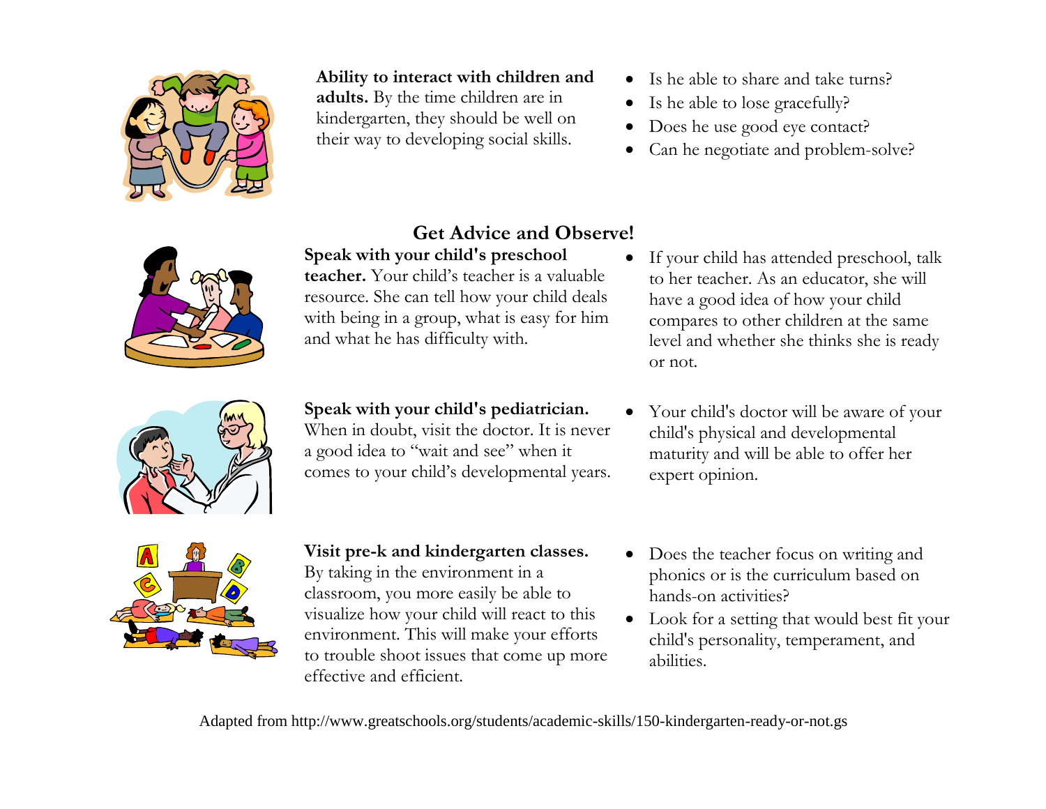**Ability to interact with children and adults.** By the time children are in kindergarten, they should be well on their way to developing social skills.

- Is he able to share and take turns?
- Is he able to lose gracefully?
- Does he use good eye contact?
- Can he negotiate and problem-solve?

## Get Advice and Observe!

**Speak with your child's preschool teacher.** Your child's teacher is a valuable resource. She can tell how your child deals with being in a group, what is easy for him and what he has difficulty with.

- If your child has attended preschool, talk to her teacher. As an educator, she will have a good idea of how your child compares to other children at the same level and whether she thinks she is ready or not.

**Speak with your child's pediatrician.** When in doubt, visit the doctor. It is never a good idea to "wait and see" when it comes to your child's developmental years.

- Your child's doctor will be aware of your child's physical and developmental maturity and will be able to offer her expert opinion.

**Visit pre-k and kindergarten classes.** By taking in the environment in a classroom, you more easily be able to visualize how your child will react to this environment. This will make your efforts to trouble shoot issues that come up more effective and efficient.

- Does the teacher focus on writing and phonics or is the curriculum based on hands-on activities?
- Look for a setting that would best fit your child's personality, temperament, and abilities.

Adapted from http://www.greatschools.org/students/academic-skills/150-kindergarten-ready-or-not.gs